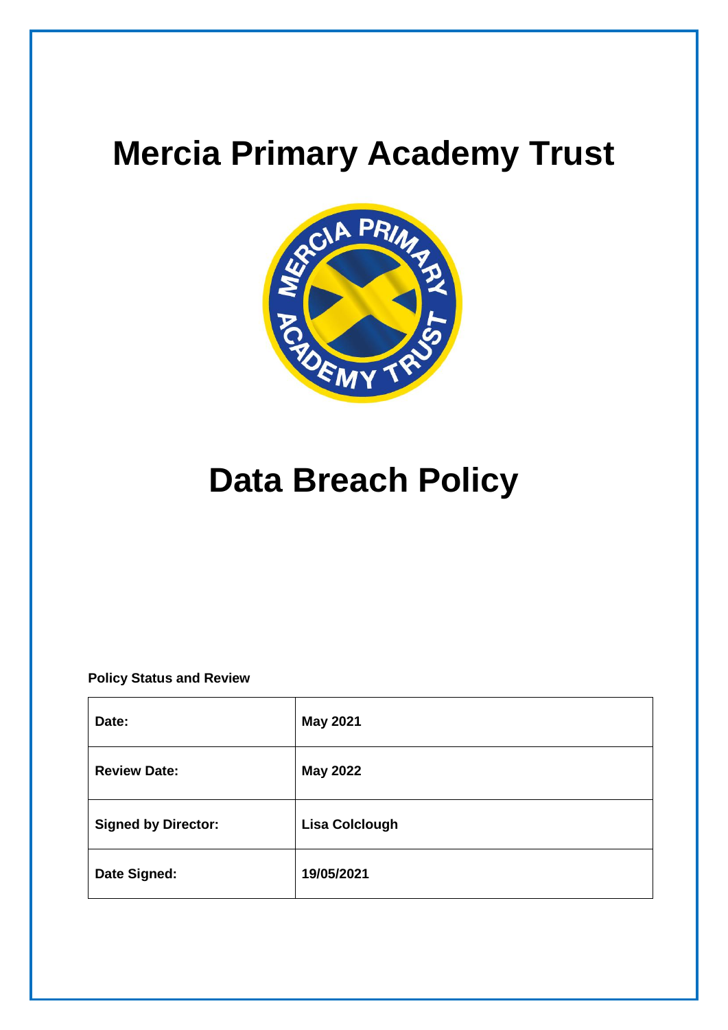# Mercia Primary Academy Trust

# Data Breach Policy

**Policy Status and Review**

| | |
|---|---|
| **Date:** | **May 2021** |
| **Review Date:** | **May 2022** |
| **Signed by Director:** | **Lisa Colclough** |
| **Date Signed:** | **19/05/2021** |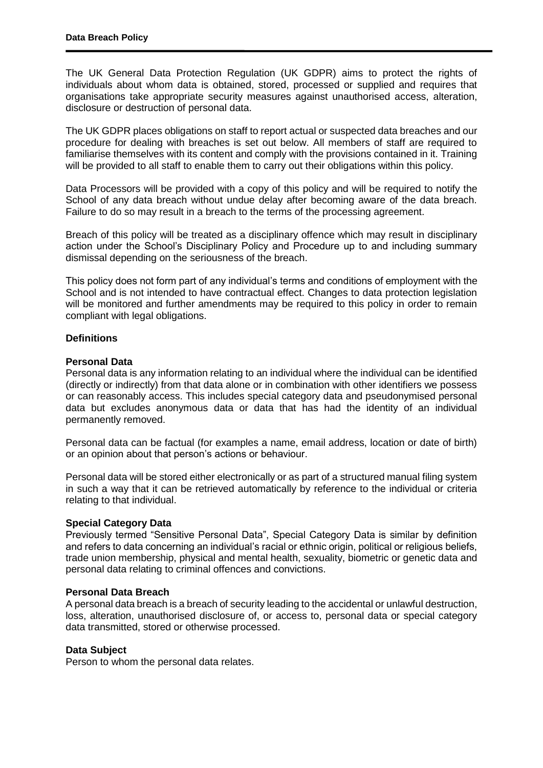The UK General Data Protection Regulation (UK GDPR) aims to protect the rights of individuals about whom data is obtained, stored, processed or supplied and requires that organisations take appropriate security measures against unauthorised access, alteration, disclosure or destruction of personal data.

The UK GDPR places obligations on staff to report actual or suspected data breaches and our procedure for dealing with breaches is set out below. All members of staff are required to familiarise themselves with its content and comply with the provisions contained in it. Training will be provided to all staff to enable them to carry out their obligations within this policy.

Data Processors will be provided with a copy of this policy and will be required to notify the School of any data breach without undue delay after becoming aware of the data breach. Failure to do so may result in a breach to the terms of the processing agreement.

Breach of this policy will be treated as a disciplinary offence which may result in disciplinary action under the School's Disciplinary Policy and Procedure up to and including summary dismissal depending on the seriousness of the breach.

This policy does not form part of any individual's terms and conditions of employment with the School and is not intended to have contractual effect. Changes to data protection legislation will be monitored and further amendments may be required to this policy in order to remain compliant with legal obligations.

## Definitions

### Personal Data

Personal data is any information relating to an individual where the individual can be identified (directly or indirectly) from that data alone or in combination with other identifiers we possess or can reasonably access. This includes special category data and pseudonymised personal data but excludes anonymous data or data that has had the identity of an individual permanently removed.

Personal data can be factual (for examples a name, email address, location or date of birth) or an opinion about that person's actions or behaviour.

Personal data will be stored either electronically or as part of a structured manual filing system in such a way that it can be retrieved automatically by reference to the individual or criteria relating to that individual.

### Special Category Data

Previously termed "Sensitive Personal Data", Special Category Data is similar by definition and refers to data concerning an individual's racial or ethnic origin, political or religious beliefs, trade union membership, physical and mental health, sexuality, biometric or genetic data and personal data relating to criminal offences and convictions.

### Personal Data Breach

A personal data breach is a breach of security leading to the accidental or unlawful destruction, loss, alteration, unauthorised disclosure of, or access to, personal data or special category data transmitted, stored or otherwise processed.

### Data Subject

Person to whom the personal data relates.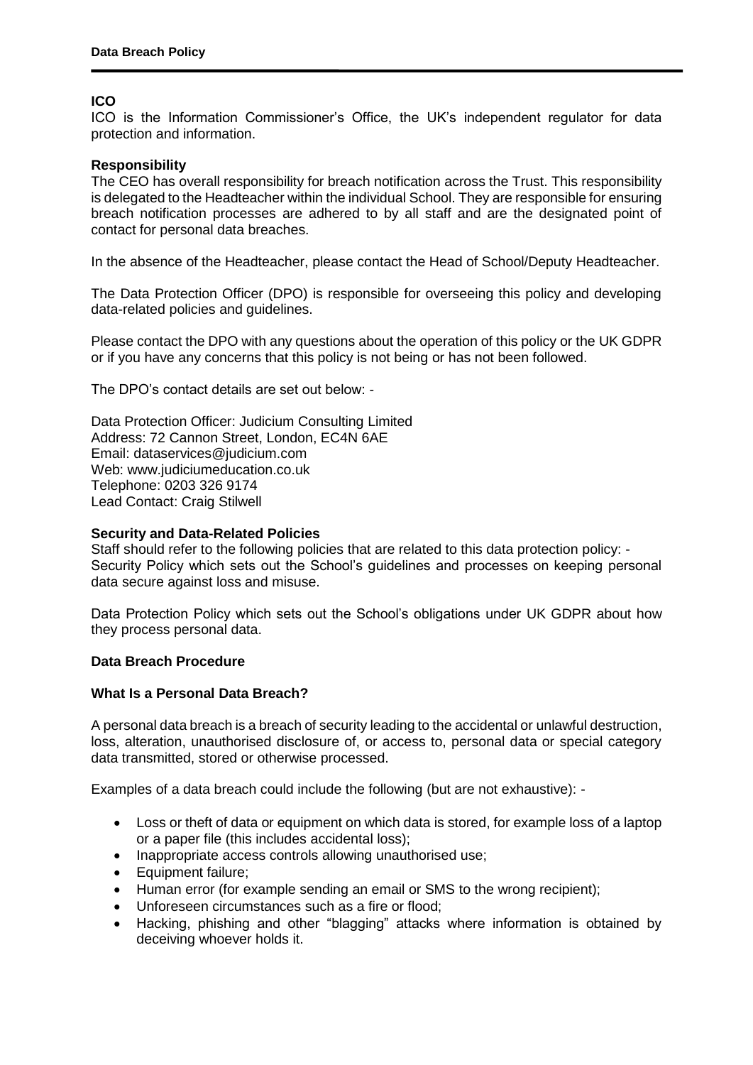**ICO**

ICO is the Information Commissioner's Office, the UK's independent regulator for data protection and information.

**Responsibility**

The CEO has overall responsibility for breach notification across the Trust. This responsibility is delegated to the Headteacher within the individual School. They are responsible for ensuring breach notification processes are adhered to by all staff and are the designated point of contact for personal data breaches.

In the absence of the Headteacher, please contact the Head of School/Deputy Headteacher.

The Data Protection Officer (DPO) is responsible for overseeing this policy and developing data-related policies and guidelines.

Please contact the DPO with any questions about the operation of this policy or the UK GDPR or if you have any concerns that this policy is not being or has not been followed.

The DPO's contact details are set out below: -

Data Protection Officer: Judicium Consulting Limited
Address: 72 Cannon Street, London, EC4N 6AE
Email: dataservices@judicium.com
Web: www.judiciumeducation.co.uk
Telephone: 0203 326 9174
Lead Contact: Craig Stilwell

**Security and Data-Related Policies**

Staff should refer to the following policies that are related to this data protection policy: -
Security Policy which sets out the School's guidelines and processes on keeping personal data secure against loss and misuse.

Data Protection Policy which sets out the School's obligations under UK GDPR about how they process personal data.

**Data Breach Procedure**

**What Is a Personal Data Breach?**

A personal data breach is a breach of security leading to the accidental or unlawful destruction, loss, alteration, unauthorised disclosure of, or access to, personal data or special category data transmitted, stored or otherwise processed.

Examples of a data breach could include the following (but are not exhaustive): -

- Loss or theft of data or equipment on which data is stored, for example loss of a laptop or a paper file (this includes accidental loss);
- Inappropriate access controls allowing unauthorised use;
- Equipment failure;
- Human error (for example sending an email or SMS to the wrong recipient);
- Unforeseen circumstances such as a fire or flood;
- Hacking, phishing and other "blagging" attacks where information is obtained by deceiving whoever holds it.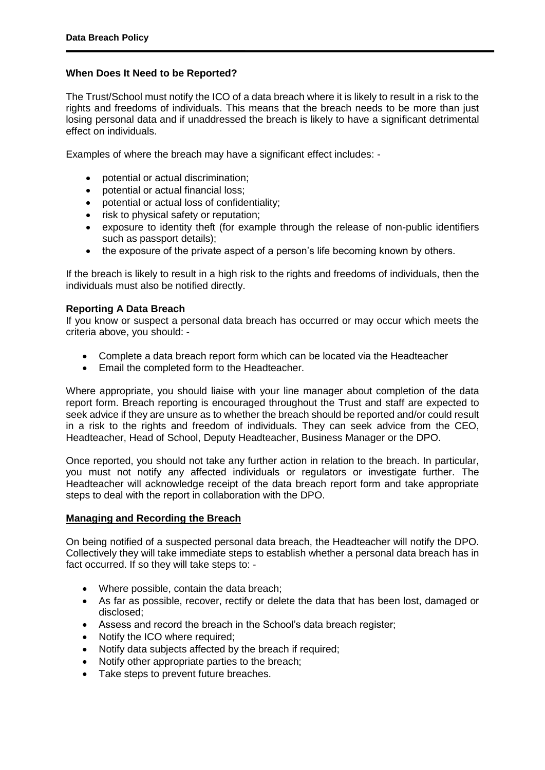### When Does It Need to be Reported?

The Trust/School must notify the ICO of a data breach where it is likely to result in a risk to the rights and freedoms of individuals. This means that the breach needs to be more than just losing personal data and if unaddressed the breach is likely to have a significant detrimental effect on individuals.

Examples of where the breach may have a significant effect includes: -

- potential or actual discrimination;
- potential or actual financial loss;
- potential or actual loss of confidentiality;
- risk to physical safety or reputation;
- exposure to identity theft (for example through the release of non-public identifiers such as passport details);
- the exposure of the private aspect of a person's life becoming known by others.

If the breach is likely to result in a high risk to the rights and freedoms of individuals, then the individuals must also be notified directly.

### Reporting A Data Breach

If you know or suspect a personal data breach has occurred or may occur which meets the criteria above, you should: -

- Complete a data breach report form which can be located via the Headteacher
- Email the completed form to the Headteacher.

Where appropriate, you should liaise with your line manager about completion of the data report form. Breach reporting is encouraged throughout the Trust and staff are expected to seek advice if they are unsure as to whether the breach should be reported and/or could result in a risk to the rights and freedom of individuals. They can seek advice from the CEO, Headteacher, Head of School, Deputy Headteacher, Business Manager or the DPO.

Once reported, you should not take any further action in relation to the breach. In particular, you must not notify any affected individuals or regulators or investigate further. The Headteacher will acknowledge receipt of the data breach report form and take appropriate steps to deal with the report in collaboration with the DPO.

### Managing and Recording the Breach

On being notified of a suspected personal data breach, the Headteacher will notify the DPO. Collectively they will take immediate steps to establish whether a personal data breach has in fact occurred. If so they will take steps to: -

- Where possible, contain the data breach;
- As far as possible, recover, rectify or delete the data that has been lost, damaged or disclosed;
- Assess and record the breach in the School's data breach register;
- Notify the ICO where required;
- Notify data subjects affected by the breach if required;
- Notify other appropriate parties to the breach;
- Take steps to prevent future breaches.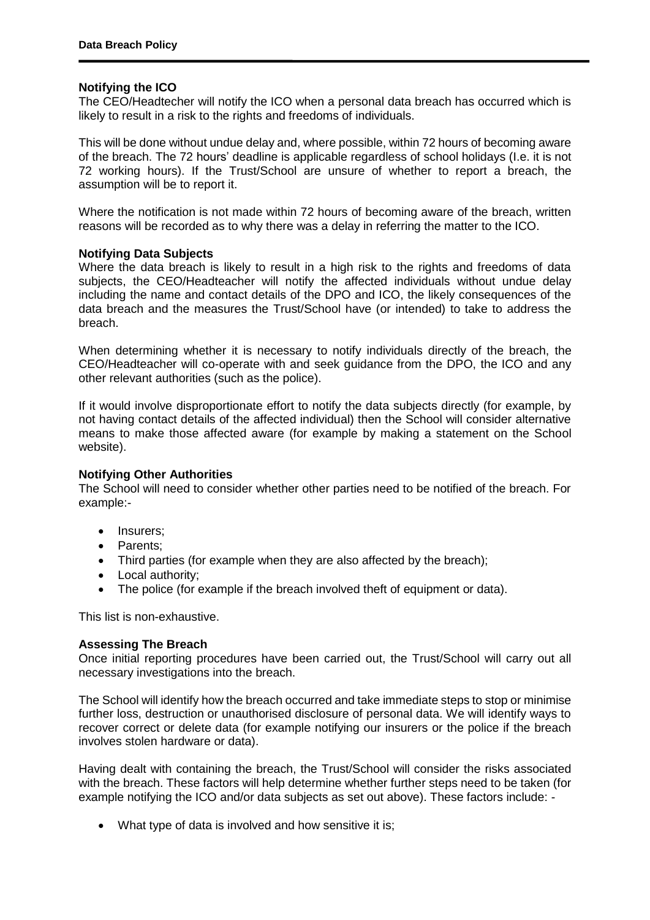**Notifying the ICO**

The CEO/Headtecher will notify the ICO when a personal data breach has occurred which is likely to result in a risk to the rights and freedoms of individuals.

This will be done without undue delay and, where possible, within 72 hours of becoming aware of the breach. The 72 hours' deadline is applicable regardless of school holidays (I.e. it is not 72 working hours). If the Trust/School are unsure of whether to report a breach, the assumption will be to report it.

Where the notification is not made within 72 hours of becoming aware of the breach, written reasons will be recorded as to why there was a delay in referring the matter to the ICO.

**Notifying Data Subjects**

Where the data breach is likely to result in a high risk to the rights and freedoms of data subjects, the CEO/Headteacher will notify the affected individuals without undue delay including the name and contact details of the DPO and ICO, the likely consequences of the data breach and the measures the Trust/School have (or intended) to take to address the breach.

When determining whether it is necessary to notify individuals directly of the breach, the CEO/Headteacher will co-operate with and seek guidance from the DPO, the ICO and any other relevant authorities (such as the police).

If it would involve disproportionate effort to notify the data subjects directly (for example, by not having contact details of the affected individual) then the School will consider alternative means to make those affected aware (for example by making a statement on the School website).

**Notifying Other Authorities**

The School will need to consider whether other parties need to be notified of the breach. For example:-

- Insurers;
- Parents;
- Third parties (for example when they are also affected by the breach);
- Local authority;
- The police (for example if the breach involved theft of equipment or data).

This list is non-exhaustive.

**Assessing The Breach**

Once initial reporting procedures have been carried out, the Trust/School will carry out all necessary investigations into the breach.

The School will identify how the breach occurred and take immediate steps to stop or minimise further loss, destruction or unauthorised disclosure of personal data. We will identify ways to recover correct or delete data (for example notifying our insurers or the police if the breach involves stolen hardware or data).

Having dealt with containing the breach, the Trust/School will consider the risks associated with the breach. These factors will help determine whether further steps need to be taken (for example notifying the ICO and/or data subjects as set out above). These factors include: -

- What type of data is involved and how sensitive it is;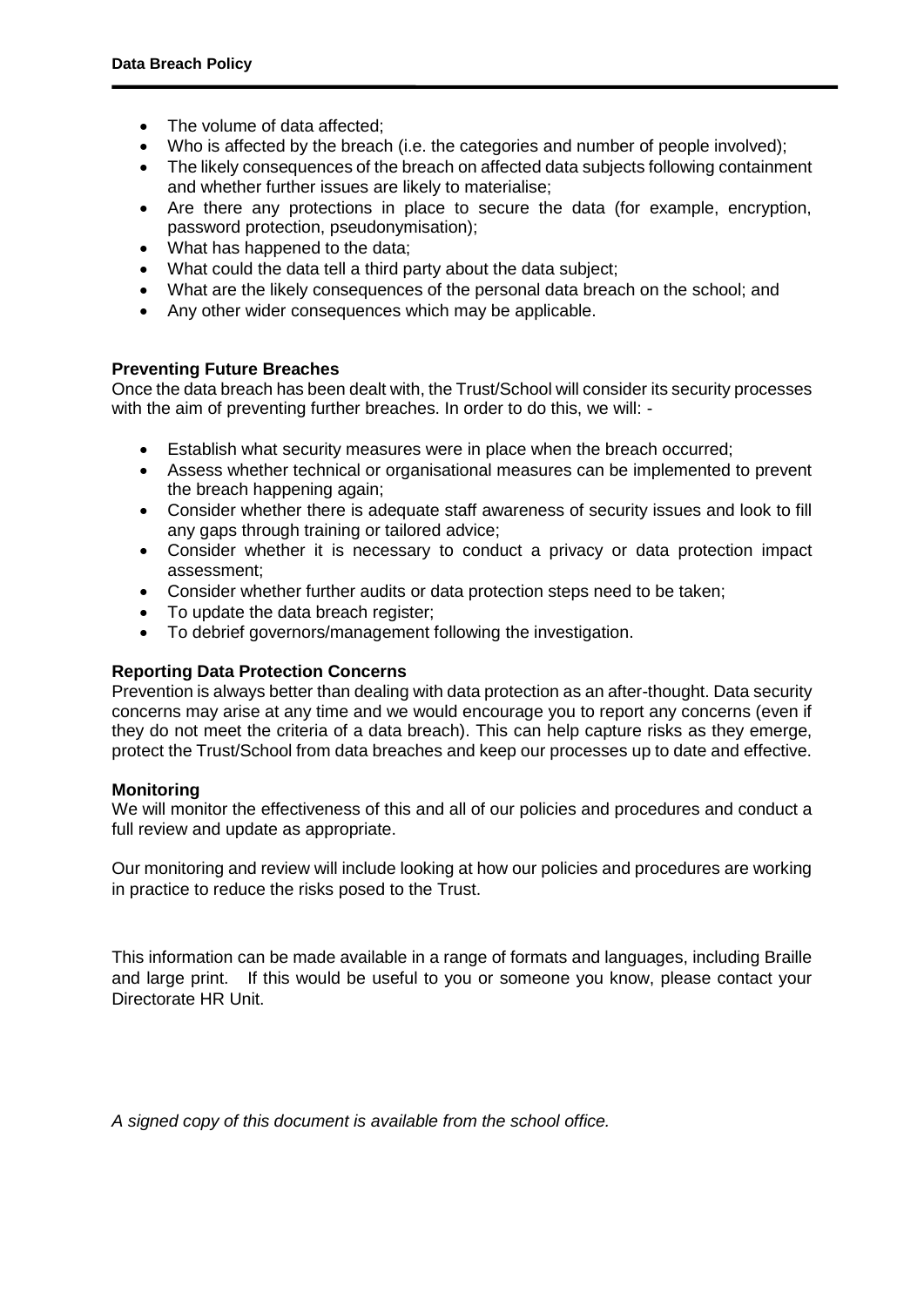- The volume of data affected;
- Who is affected by the breach (i.e. the categories and number of people involved);
- The likely consequences of the breach on affected data subjects following containment and whether further issues are likely to materialise;
- Are there any protections in place to secure the data (for example, encryption, password protection, pseudonymisation);
- What has happened to the data;
- What could the data tell a third party about the data subject;
- What are the likely consequences of the personal data breach on the school; and
- Any other wider consequences which may be applicable.

**Preventing Future Breaches**

Once the data breach has been dealt with, the Trust/School will consider its security processes with the aim of preventing further breaches. In order to do this, we will: -

- Establish what security measures were in place when the breach occurred;
- Assess whether technical or organisational measures can be implemented to prevent the breach happening again;
- Consider whether there is adequate staff awareness of security issues and look to fill any gaps through training or tailored advice;
- Consider whether it is necessary to conduct a privacy or data protection impact assessment;
- Consider whether further audits or data protection steps need to be taken;
- To update the data breach register;
- To debrief governors/management following the investigation.

**Reporting Data Protection Concerns**

Prevention is always better than dealing with data protection as an after-thought. Data security concerns may arise at any time and we would encourage you to report any concerns (even if they do not meet the criteria of a data breach). This can help capture risks as they emerge, protect the Trust/School from data breaches and keep our processes up to date and effective.

**Monitoring**

We will monitor the effectiveness of this and all of our policies and procedures and conduct a full review and update as appropriate.

Our monitoring and review will include looking at how our policies and procedures are working in practice to reduce the risks posed to the Trust.

This information can be made available in a range of formats and languages, including Braille and large print. If this would be useful to you or someone you know, please contact your Directorate HR Unit.

*A signed copy of this document is available from the school office.*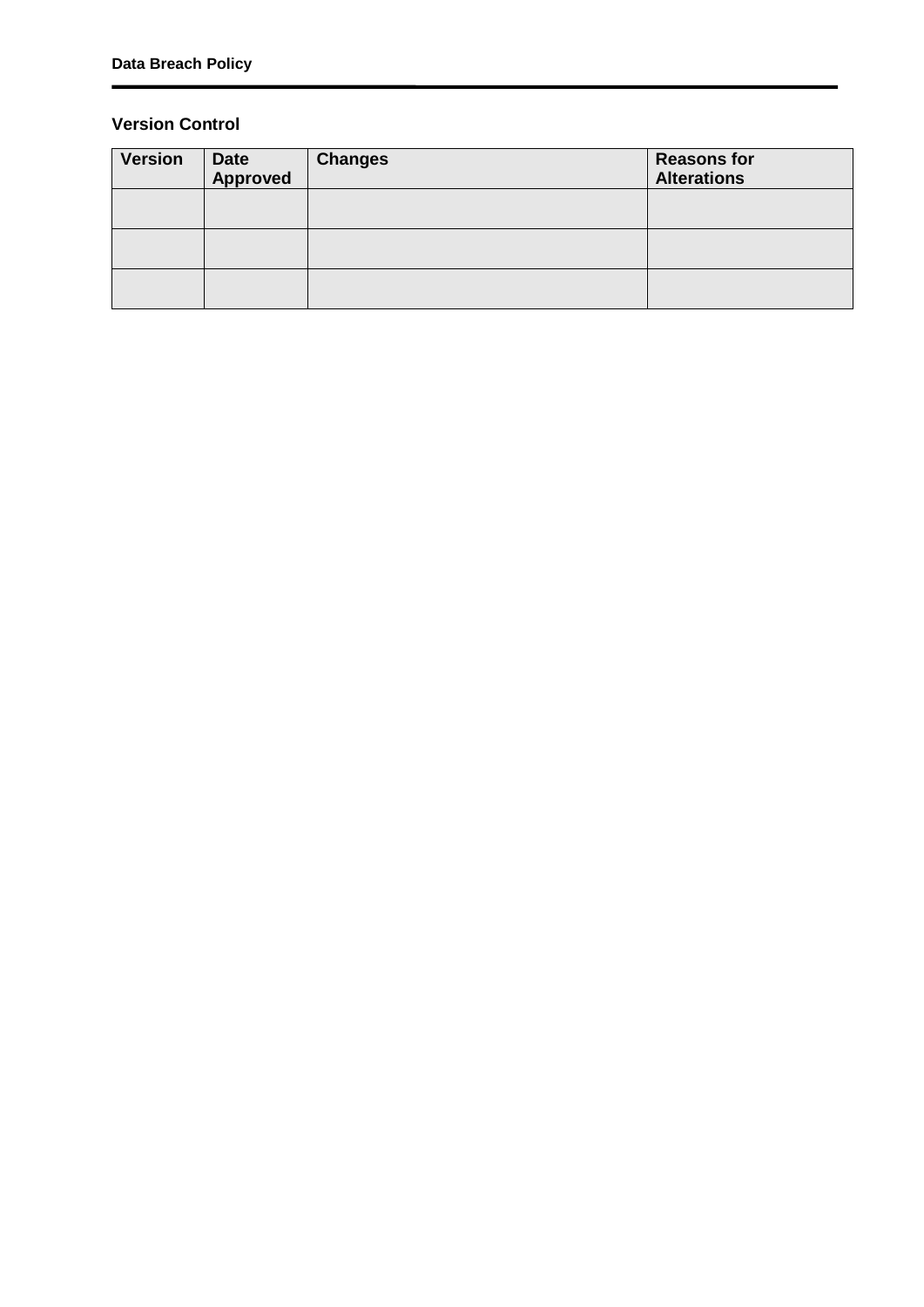## Version Control

| Version | Date Approved | Changes | Reasons for Alterations |
| --- | --- | --- | --- |
| | | | |
| | | | |
| | | | |